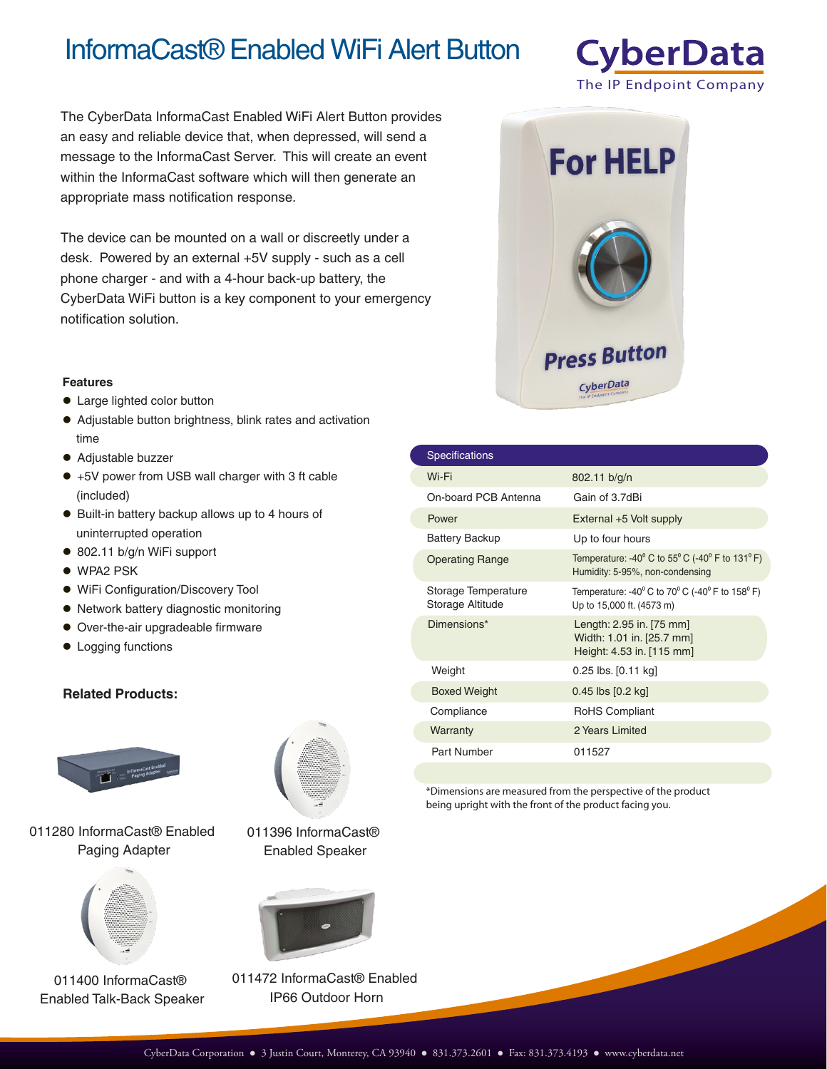# InformaCast® Enabled WiFi Alert Button

CyberData
The IP Endpoint Company

The CyberData InformaCast Enabled WiFi Alert Button provides an easy and reliable device that, when depressed, will send a message to the InformaCast Server. This will create an event within the InformaCast software which will then generate an appropriate mass notification response.

The device can be mounted on a wall or discreetly under a desk. Powered by an external +5V supply - such as a cell phone charger - and with a 4-hour back-up battery, the CyberData WiFi button is a key component to your emergency notification solution.

### Features

- Large lighted color button
- Adjustable button brightness, blink rates and activation time
- Adjustable buzzer
- +5V power from USB wall charger with 3 ft cable (included)
- Built-in battery backup allows up to 4 hours of uninterrupted operation
- 802.11 b/g/n WiFi support
- WPA2 PSK
- WiFi Configuration/Discovery Tool
- Network battery diagnostic monitoring
- Over-the-air upgradeable firmware
- Logging functions

| Specifications | |
|---|---|
| Wi-Fi | 802.11 b/g/n |
| On-board PCB Antenna | Gain of 3.7dBi |
| Power | External +5 Volt supply |
| Battery Backup | Up to four hours |
| Operating Range | Temperature: -40° C to 55° C (-40° F to 131° F)<br>Humidity: 5-95%, non-condensing |
| Storage Temperature<br>Storage Altitude | Temperature: -40° C to 70° C (-40° F to 158° F)<br>Up to 15,000 ft. (4573 m) |
| Dimensions* | Length: 2.95 in. [75 mm]<br>Width: 1.01 in. [25.7 mm]<br>Height: 4.53 in. [115 mm] |
| Weight | 0.25 lbs. [0.11 kg] |
| Boxed Weight | 0.45 lbs [0.2 kg] |
| Compliance | RoHS Compliant |
| Warranty | 2 Years Limited |
| Part Number | 011527 |

*Dimensions are measured from the perspective of the product being upright with the front of the product facing you.

### Related Products:

011280 InformaCast® Enabled Paging Adapter

011396 InformaCast® Enabled Speaker

011400 InformaCast® Enabled Talk-Back Speaker

011472 InformaCast® Enabled IP66 Outdoor Horn

CyberData Corporation ● 3 Justin Court, Monterey, CA 93940 ● 831.373.2601 ● Fax: 831.373.4193 ● www.cyberdata.net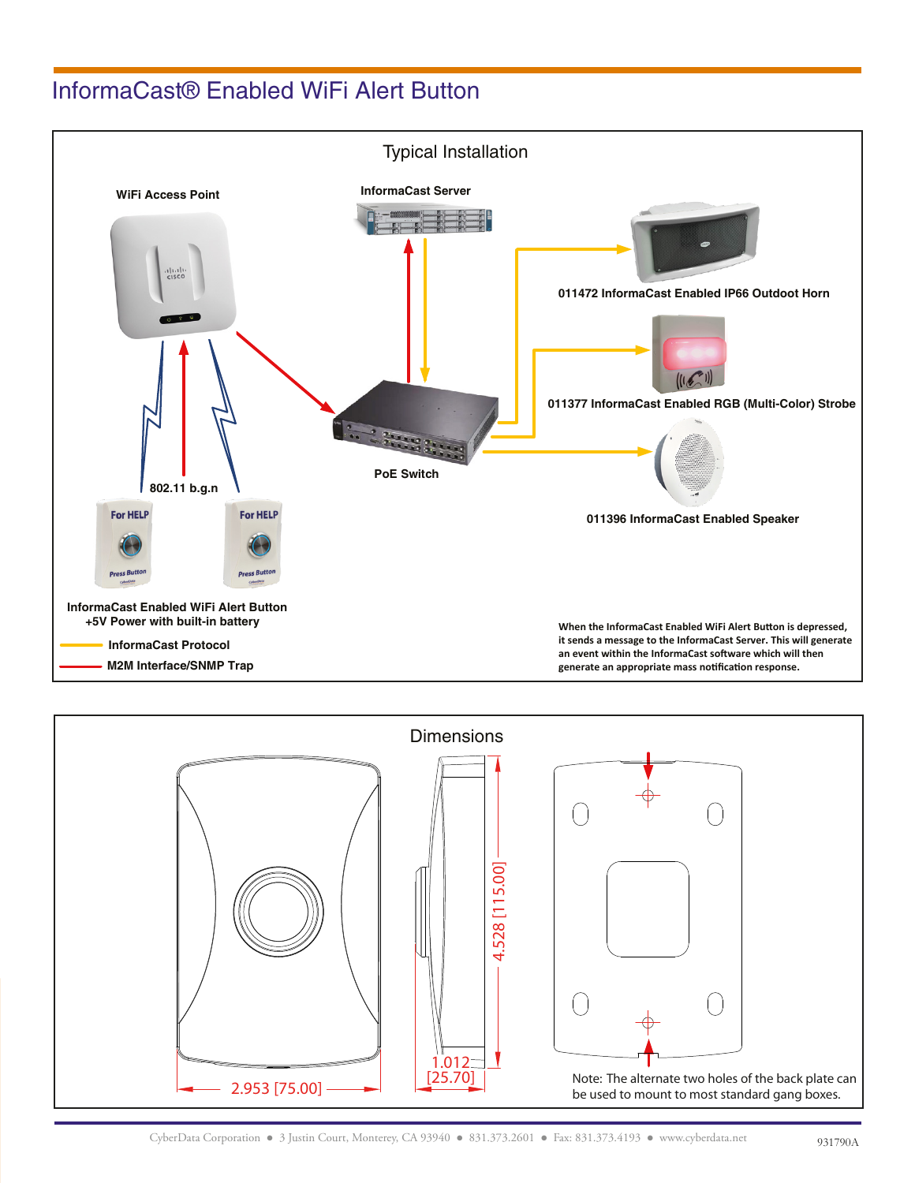# InformaCast® Enabled WiFi Alert Button

## Typical Installation

WiFi Access Point

InformaCast Server

011472 InformaCast Enabled IP66 Outdoot Horn

011377 InformaCast Enabled RGB (Multi-Color) Strobe

011396 InformaCast Enabled Speaker

PoE Switch

802.11 b.g.n

For HELP

Press Button

For HELP

Press Button

**InformaCast Enabled WiFi Alert Button**
**+5V Power with built-in battery**

**InformaCast Protocol**

**M2M Interface/SNMP Trap**

**When the InformaCast Enabled WiFi Alert Button is depressed, it sends a message to the InformaCast Server. This will generate an event within the InformaCast software which will then generate an appropriate mass notification response.**

## Dimensions

2.953 [75.00]

4.528 [115.00]

1.012 [25.70]

Note: The alternate two holes of the back plate can be used to mount to most standard gang boxes.

CyberData Corporation ● 3 Justin Court, Monterey, CA 93940 ● 831.373.2601 ● Fax: 831.373.4193 ● www.cyberdata.net

931790A